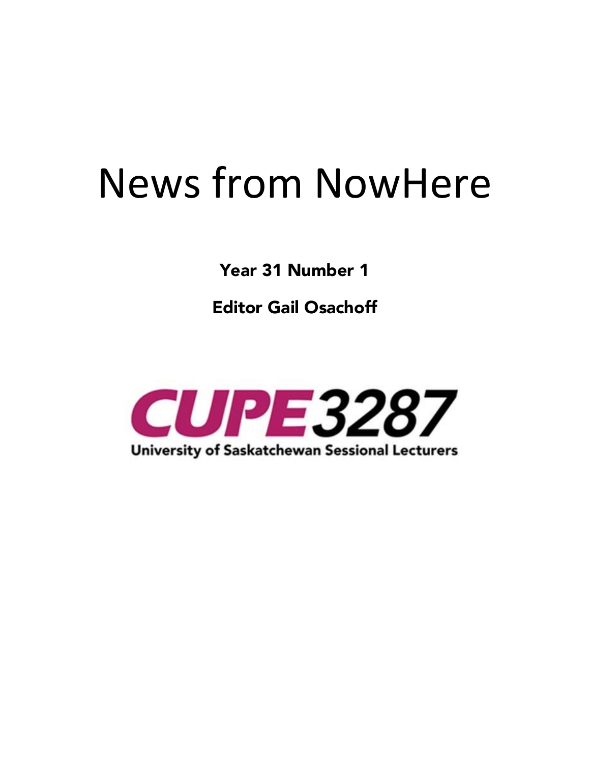# News from NowHere

**Year 31 Number 1**

**Editor Gail Osachoff**

**CUPE 3287**

**University of Saskatchewan Sessional Lecturers**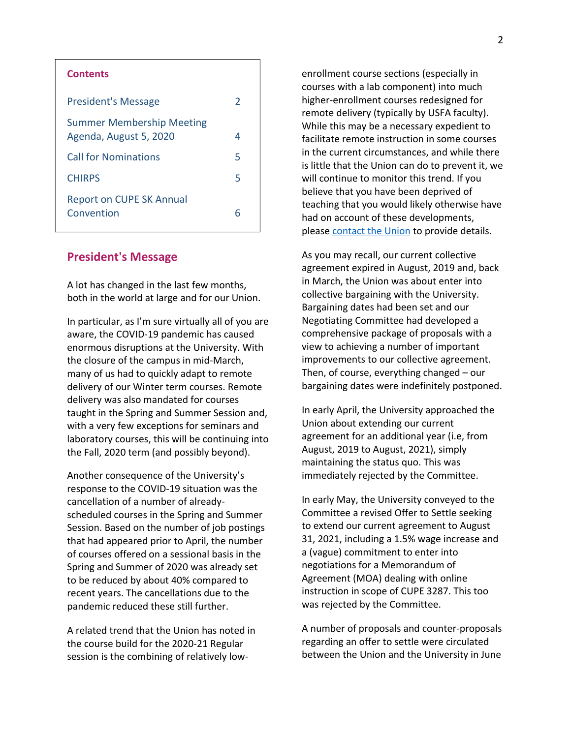## Contents

| | |
|---|---|
| President's Message | 2 |
| Summer Membership Meeting Agenda, August 5, 2020 | 4 |
| Call for Nominations | 5 |
| CHIRPS | 5 |
| Report on CUPE SK Annual Convention | 6 |

## President's Message

A lot has changed in the last few months, both in the world at large and for our Union.

In particular, as I'm sure virtually all of you are aware, the COVID-19 pandemic has caused enormous disruptions at the University. With the closure of the campus in mid-March, many of us had to quickly adapt to remote delivery of our Winter term courses. Remote delivery was also mandated for courses taught in the Spring and Summer Session and, with a very few exceptions for seminars and laboratory courses, this will be continuing into the Fall, 2020 term (and possibly beyond).

Another consequence of the University's response to the COVID-19 situation was the cancellation of a number of already-scheduled courses in the Spring and Summer Session. Based on the number of job postings that had appeared prior to April, the number of courses offered on a sessional basis in the Spring and Summer of 2020 was already set to be reduced by about 40% compared to recent years. The cancellations due to the pandemic reduced these still further.

A related trend that the Union has noted in the course build for the 2020-21 Regular session is the combining of relatively low-enrollment course sections (especially in courses with a lab component) into much higher-enrollment courses redesigned for remote delivery (typically by USFA faculty). While this may be a necessary expedient to facilitate remote instruction in some courses in the current circumstances, and while there is little that the Union can do to prevent it, we will continue to monitor this trend. If you believe that you have been deprived of teaching that you would likely otherwise have had on account of these developments, please contact the Union to provide details.

As you may recall, our current collective agreement expired in August, 2019 and, back in March, the Union was about enter into collective bargaining with the University. Bargaining dates had been set and our Negotiating Committee had developed a comprehensive package of proposals with a view to achieving a number of important improvements to our collective agreement. Then, of course, everything changed – our bargaining dates were indefinitely postponed.

In early April, the University approached the Union about extending our current agreement for an additional year (i.e, from August, 2019 to August, 2021), simply maintaining the status quo. This was immediately rejected by the Committee.

In early May, the University conveyed to the Committee a revised Offer to Settle seeking to extend our current agreement to August 31, 2021, including a 1.5% wage increase and a (vague) commitment to enter into negotiations for a Memorandum of Agreement (MOA) dealing with online instruction in scope of CUPE 3287. This too was rejected by the Committee.

A number of proposals and counter-proposals regarding an offer to settle were circulated between the Union and the University in June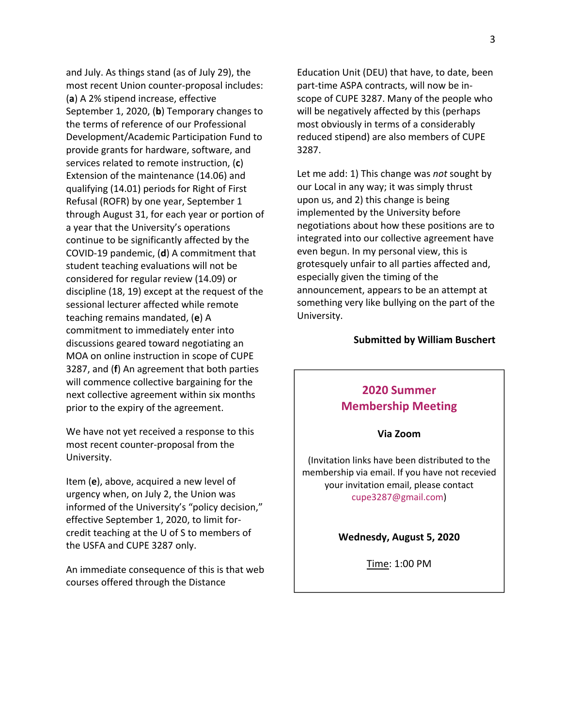and July. As things stand (as of July 29), the most recent Union counter-proposal includes: (**a**) A 2% stipend increase, effective September 1, 2020, (**b**) Temporary changes to the terms of reference of our Professional Development/Academic Participation Fund to provide grants for hardware, software, and services related to remote instruction, (**c**) Extension of the maintenance (14.06) and qualifying (14.01) periods for Right of First Refusal (ROFR) by one year, September 1 through August 31, for each year or portion of a year that the University's operations continue to be significantly affected by the COVID-19 pandemic, (**d**) A commitment that student teaching evaluations will not be considered for regular review (14.09) or discipline (18, 19) except at the request of the sessional lecturer affected while remote teaching remains mandated, (**e**) A commitment to immediately enter into discussions geared toward negotiating an MOA on online instruction in scope of CUPE 3287, and (**f**) An agreement that both parties will commence collective bargaining for the next collective agreement within six months prior to the expiry of the agreement.

We have not yet received a response to this most recent counter-proposal from the University.

Item (**e**), above, acquired a new level of urgency when, on July 2, the Union was informed of the University's "policy decision," effective September 1, 2020, to limit for-credit teaching at the U of S to members of the USFA and CUPE 3287 only.

An immediate consequence of this is that web courses offered through the Distance Education Unit (DEU) that have, to date, been part-time ASPA contracts, will now be in-scope of CUPE 3287. Many of the people who will be negatively affected by this (perhaps most obviously in terms of a considerably reduced stipend) are also members of CUPE 3287.

Let me add: 1) This change was *not* sought by our Local in any way; it was simply thrust upon us, and 2) this change is being implemented by the University before negotiations about how these positions are to integrated into our collective agreement have even begun. In my personal view, this is grotesquely unfair to all parties affected and, especially given the timing of the announcement, appears to be an attempt at something very like bullying on the part of the University.

**Submitted by William Buschert**

## 2020 Summer Membership Meeting

**Via Zoom**

(Invitation links have been distributed to the membership via email. If you have not recevied your invitation email, please contact cupe3287@gmail.com)

**Wednesdy, August 5, 2020**

Time: 1:00 PM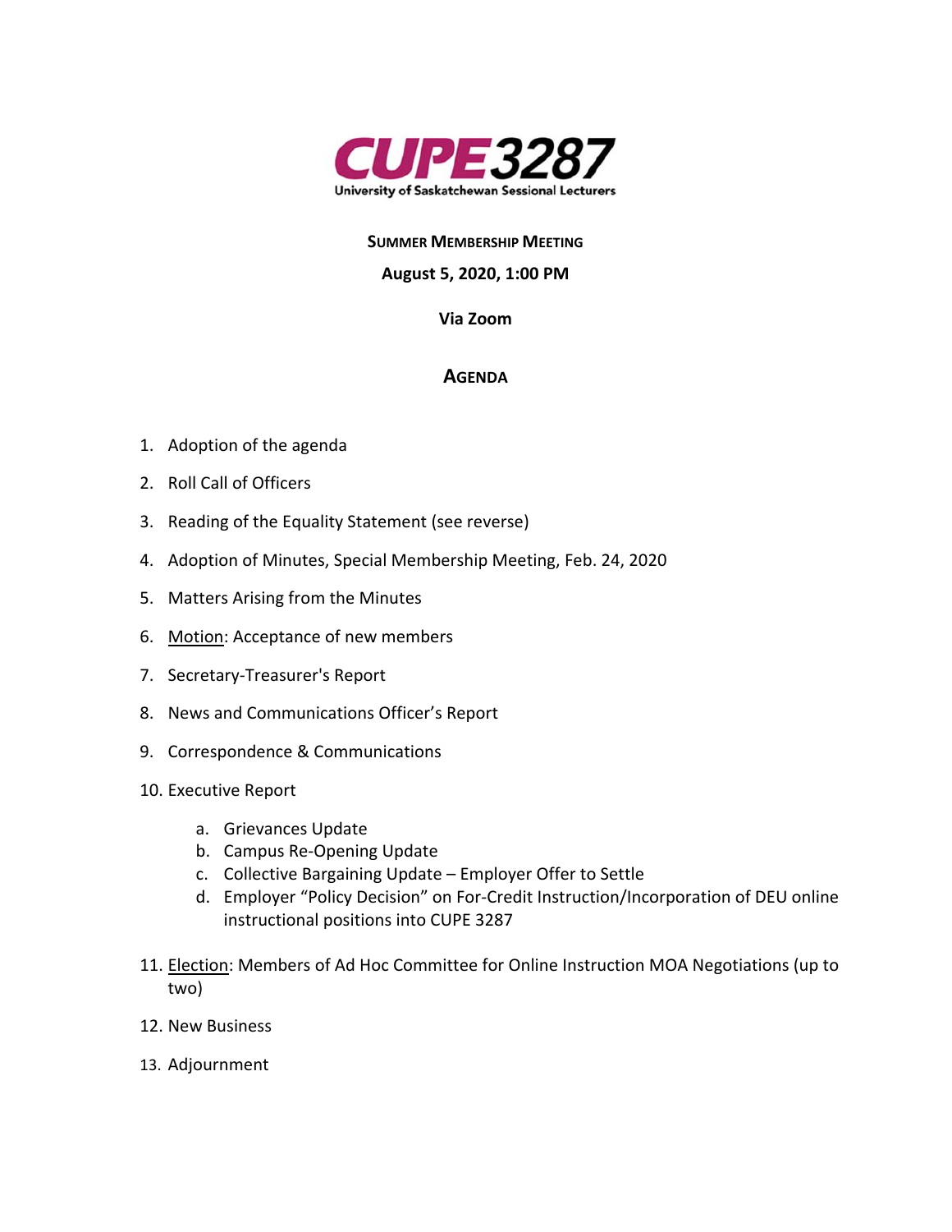# CUPE 3287

University of Saskatchewan Sessional Lecturers

**SUMMER MEMBERSHIP MEETING**

**August 5, 2020, 1:00 PM**

**Via Zoom**

## AGENDA

1. Adoption of the agenda
2. Roll Call of Officers
3. Reading of the Equality Statement (see reverse)
4. Adoption of Minutes, Special Membership Meeting, Feb. 24, 2020
5. Matters Arising from the Minutes
6. Motion: Acceptance of new members
7. Secretary-Treasurer's Report
8. News and Communications Officer's Report
9. Correspondence & Communications
10. Executive Report
    a. Grievances Update
    b. Campus Re-Opening Update
    c. Collective Bargaining Update – Employer Offer to Settle
    d. Employer "Policy Decision" on For-Credit Instruction/Incorporation of DEU online instructional positions into CUPE 3287
11. Election: Members of Ad Hoc Committee for Online Instruction MOA Negotiations (up to two)
12. New Business
13. Adjournment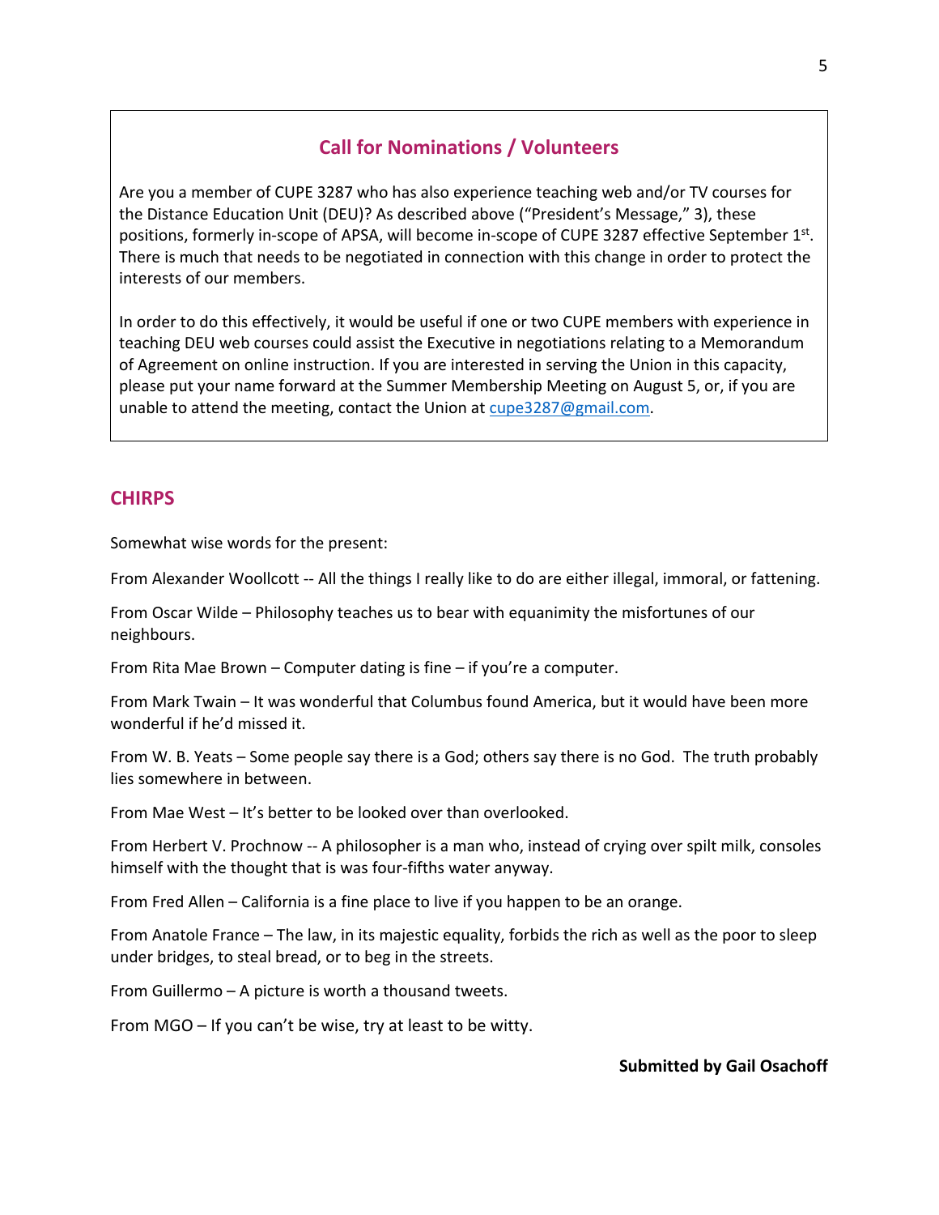## Call for Nominations / Volunteers

Are you a member of CUPE 3287 who has also experience teaching web and/or TV courses for the Distance Education Unit (DEU)? As described above ("President's Message," 3), these positions, formerly in-scope of APSA, will become in-scope of CUPE 3287 effective September 1st. There is much that needs to be negotiated in connection with this change in order to protect the interests of our members.

In order to do this effectively, it would be useful if one or two CUPE members with experience in teaching DEU web courses could assist the Executive in negotiations relating to a Memorandum of Agreement on online instruction. If you are interested in serving the Union in this capacity, please put your name forward at the Summer Membership Meeting on August 5, or, if you are unable to attend the meeting, contact the Union at cupe3287@gmail.com.

## CHIRPS

Somewhat wise words for the present:

From Alexander Woollcott -- All the things I really like to do are either illegal, immoral, or fattening.

From Oscar Wilde – Philosophy teaches us to bear with equanimity the misfortunes of our neighbours.

From Rita Mae Brown – Computer dating is fine – if you're a computer.

From Mark Twain – It was wonderful that Columbus found America, but it would have been more wonderful if he'd missed it.

From W. B. Yeats – Some people say there is a God; others say there is no God. The truth probably lies somewhere in between.

From Mae West – It's better to be looked over than overlooked.

From Herbert V. Prochnow -- A philosopher is a man who, instead of crying over spilt milk, consoles himself with the thought that is was four-fifths water anyway.

From Fred Allen – California is a fine place to live if you happen to be an orange.

From Anatole France – The law, in its majestic equality, forbids the rich as well as the poor to sleep under bridges, to steal bread, or to beg in the streets.

From Guillermo – A picture is worth a thousand tweets.

From MGO – If you can't be wise, try at least to be witty.

**Submitted by Gail Osachoff**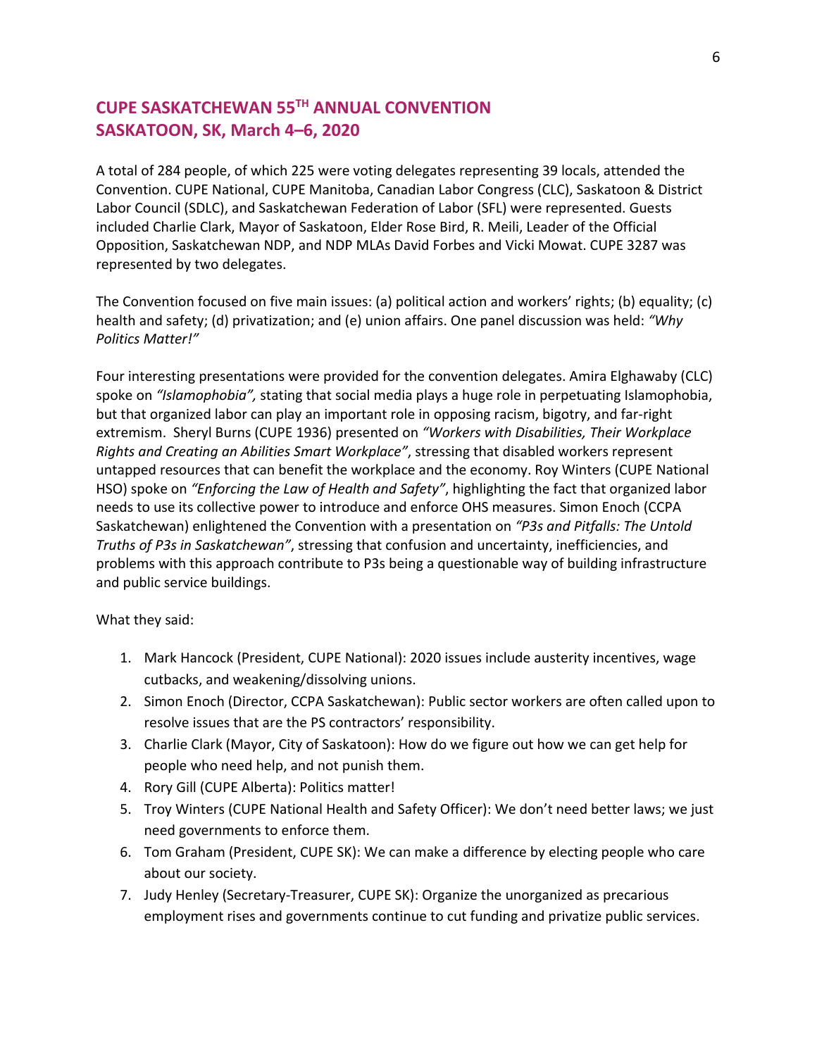## CUPE SASKATCHEWAN 55TH ANNUAL CONVENTION
## SASKATOON, SK, March 4–6, 2020

A total of 284 people, of which 225 were voting delegates representing 39 locals, attended the Convention. CUPE National, CUPE Manitoba, Canadian Labor Congress (CLC), Saskatoon & District Labor Council (SDLC), and Saskatchewan Federation of Labor (SFL) were represented. Guests included Charlie Clark, Mayor of Saskatoon, Elder Rose Bird, R. Meili, Leader of the Official Opposition, Saskatchewan NDP, and NDP MLAs David Forbes and Vicki Mowat. CUPE 3287 was represented by two delegates.

The Convention focused on five main issues: (a) political action and workers' rights; (b) equality; (c) health and safety; (d) privatization; and (e) union affairs. One panel discussion was held: *"Why Politics Matter!"*

Four interesting presentations were provided for the convention delegates. Amira Elghawaby (CLC) spoke on *"Islamophobia",* stating that social media plays a huge role in perpetuating Islamophobia, but that organized labor can play an important role in opposing racism, bigotry, and far-right extremism. Sheryl Burns (CUPE 1936) presented on *"Workers with Disabilities, Their Workplace Rights and Creating an Abilities Smart Workplace"*, stressing that disabled workers represent untapped resources that can benefit the workplace and the economy. Roy Winters (CUPE National HSO) spoke on *"Enforcing the Law of Health and Safety"*, highlighting the fact that organized labor needs to use its collective power to introduce and enforce OHS measures. Simon Enoch (CCPA Saskatchewan) enlightened the Convention with a presentation on *"P3s and Pitfalls: The Untold Truths of P3s in Saskatchewan"*, stressing that confusion and uncertainty, inefficiencies, and problems with this approach contribute to P3s being a questionable way of building infrastructure and public service buildings.

What they said:

1. Mark Hancock (President, CUPE National): 2020 issues include austerity incentives, wage cutbacks, and weakening/dissolving unions.
2. Simon Enoch (Director, CCPA Saskatchewan): Public sector workers are often called upon to resolve issues that are the PS contractors' responsibility.
3. Charlie Clark (Mayor, City of Saskatoon): How do we figure out how we can get help for people who need help, and not punish them.
4. Rory Gill (CUPE Alberta): Politics matter!
5. Troy Winters (CUPE National Health and Safety Officer): We don't need better laws; we just need governments to enforce them.
6. Tom Graham (President, CUPE SK): We can make a difference by electing people who care about our society.
7. Judy Henley (Secretary-Treasurer, CUPE SK): Organize the unorganized as precarious employment rises and governments continue to cut funding and privatize public services.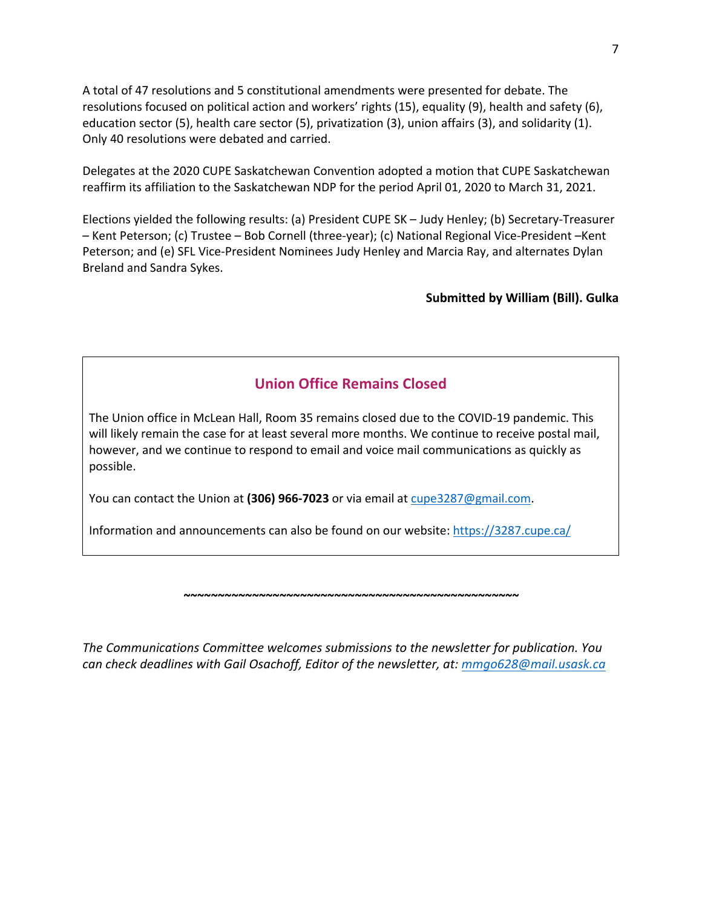A total of 47 resolutions and 5 constitutional amendments were presented for debate. The resolutions focused on political action and workers' rights (15), equality (9), health and safety (6), education sector (5), health care sector (5), privatization (3), union affairs (3), and solidarity (1). Only 40 resolutions were debated and carried.

Delegates at the 2020 CUPE Saskatchewan Convention adopted a motion that CUPE Saskatchewan reaffirm its affiliation to the Saskatchewan NDP for the period April 01, 2020 to March 31, 2021.

Elections yielded the following results: (a) President CUPE SK – Judy Henley; (b) Secretary-Treasurer – Kent Peterson; (c) Trustee – Bob Cornell (three-year); (c) National Regional Vice-President –Kent Peterson; and (e) SFL Vice-President Nominees Judy Henley and Marcia Ray, and alternates Dylan Breland and Sandra Sykes.

**Submitted by William (Bill). Gulka**

## Union Office Remains Closed

The Union office in McLean Hall, Room 35 remains closed due to the COVID-19 pandemic. This will likely remain the case for at least several more months. We continue to receive postal mail, however, and we continue to respond to email and voice mail communications as quickly as possible.

You can contact the Union at **(306) 966-7023** or via email at cupe3287@gmail.com.

Information and announcements can also be found on our website: https://3287.cupe.ca/

~~~~~~~~~~~~~~~~~~~~~~~~~~~~~~~~~~~~~~~~~~~~~~~~~~~~

*The Communications Committee welcomes submissions to the newsletter for publication. You can check deadlines with Gail Osachoff, Editor of the newsletter, at: mmgo628@mail.usask.ca*